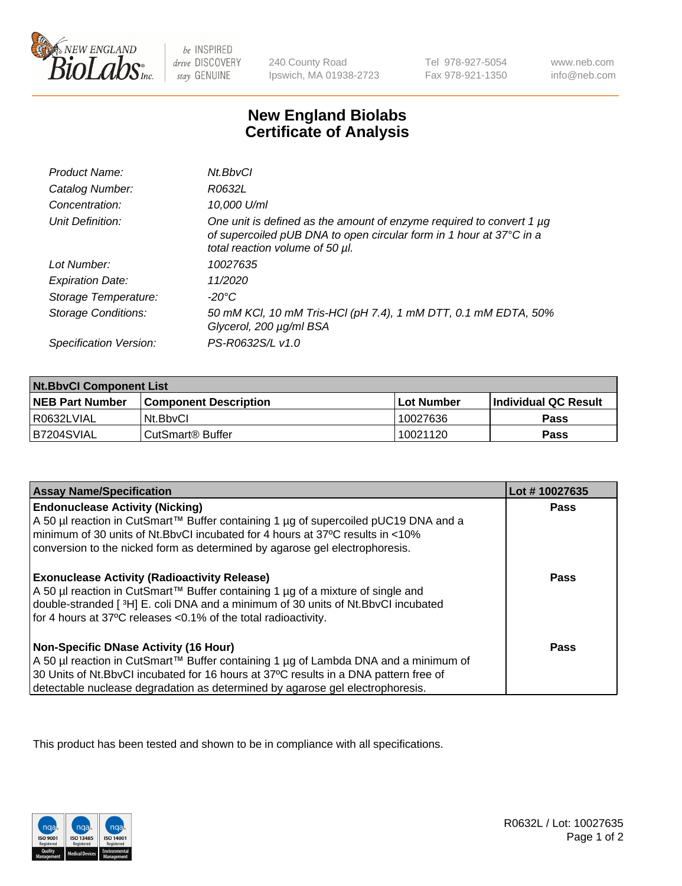# New England Biolabs Certificate of Analysis

| | |
|---|---|
| *Product Name:* | *Nt.BbvCI* |
| *Catalog Number:* | *R0632L* |
| *Concentration:* | *10,000 U/ml* |
| *Unit Definition:* | *One unit is defined as the amount of enzyme required to convert 1 µg of supercoiled pUB DNA to open circular form in 1 hour at 37°C in a total reaction volume of 50 µl.* |
| *Lot Number:* | *10027635* |
| *Expiration Date:* | *11/2020* |
| *Storage Temperature:* | *-20°C* |
| *Storage Conditions:* | *50 mM KCl, 10 mM Tris-HCl (pH 7.4), 1 mM DTT, 0.1 mM EDTA, 50% Glycerol, 200 µg/ml BSA* |
| *Specification Version:* | *PS-R0632S/L v1.0* |

| Nt.BbvCI Component List | | | |
|---|---|---|---|
| **NEB Part Number** | **Component Description** | **Lot Number** | **Individual QC Result** |
| R0632LVIAL | Nt.BbvCI | 10027636 | **Pass** |
| B7204SVIAL | CutSmart® Buffer | 10021120 | **Pass** |

| Assay Name/Specification | Lot # 10027635 |
|---|---|
| **Endonuclease Activity (Nicking)**<br>A 50 µl reaction in CutSmart™ Buffer containing 1 µg of supercoiled pUC19 DNA and a minimum of 30 units of Nt.BbvCI incubated for 4 hours at 37ºC results in <10% conversion to the nicked form as determined by agarose gel electrophoresis. | **Pass** |
| **Exonuclease Activity (Radioactivity Release)**<br>A 50 µl reaction in CutSmart™ Buffer containing 1 µg of a mixture of single and double-stranded [ $^3$H] E. coli DNA and a minimum of 30 units of Nt.BbvCI incubated for 4 hours at 37ºC releases <0.1% of the total radioactivity. | **Pass** |
| **Non-Specific DNase Activity (16 Hour)**<br>A 50 µl reaction in CutSmart™ Buffer containing 1 µg of Lambda DNA and a minimum of 30 Units of Nt.BbvCI incubated for 16 hours at 37ºC results in a DNA pattern free of detectable nuclease degradation as determined by agarose gel electrophoresis. | **Pass** |

This product has been tested and shown to be in compliance with all specifications.

R0632L / Lot: 10027635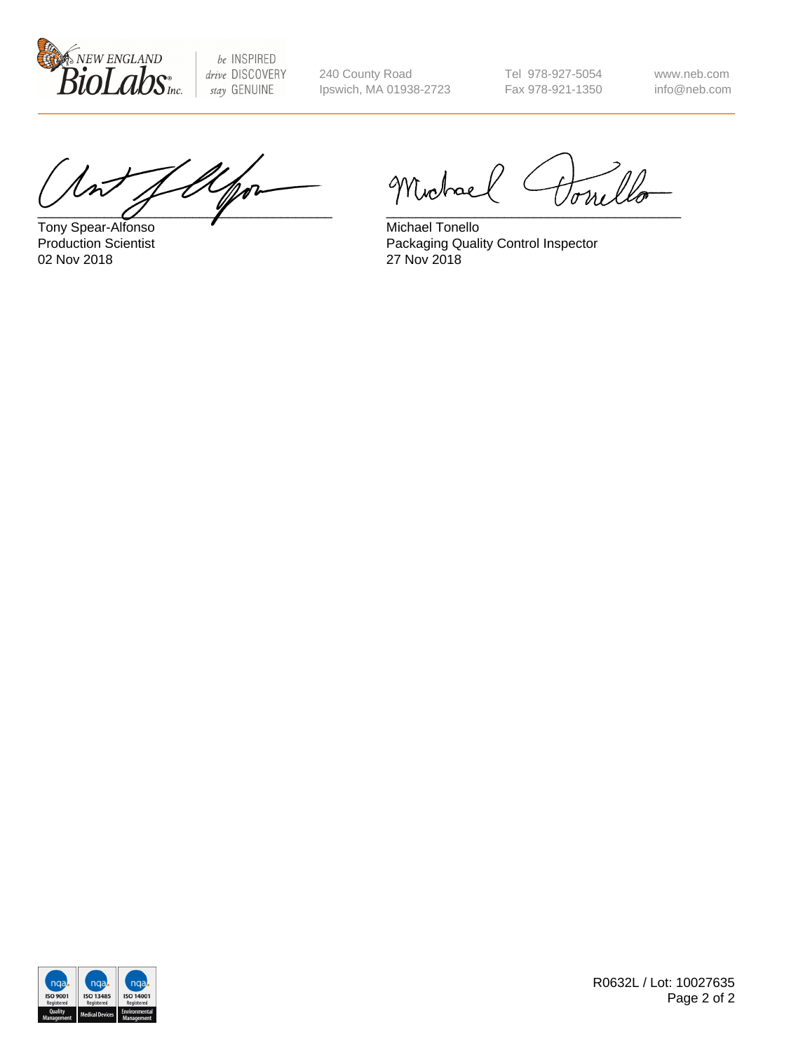Tony Spear-Alfonso
Production Scientist
02 Nov 2018

Michael Tonello
Packaging Quality Control Inspector
27 Nov 2018

R0632L / Lot: 10027635